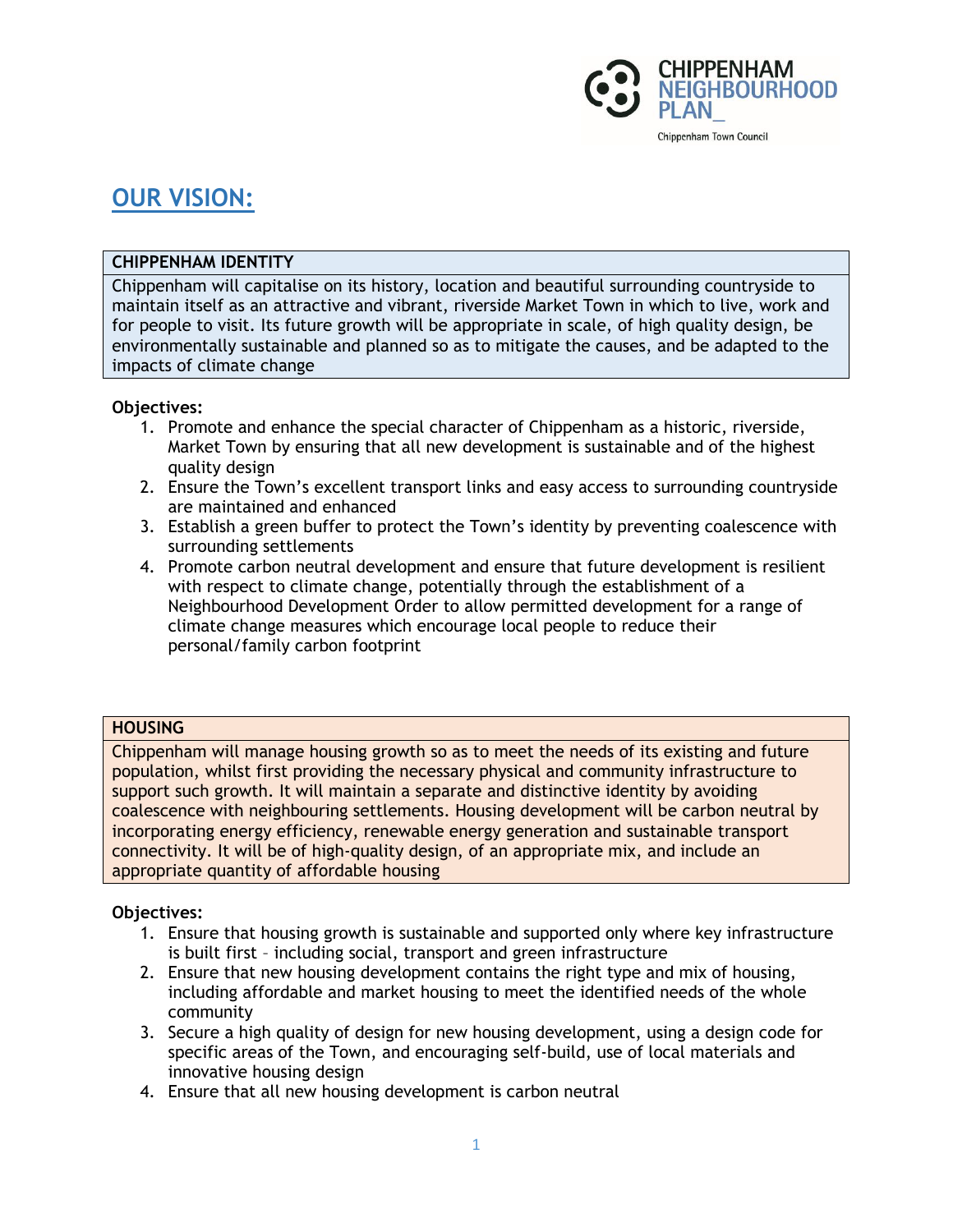# OUR VISION:

## CHIPPENHAM IDENTITY

Chippenham will capitalise on its history, location and beautiful surrounding countryside to maintain itself as an attractive and vibrant, riverside Market Town in which to live, work and for people to visit. Its future growth will be appropriate in scale, of high quality design, be environmentally sustainable and planned so as to mitigate the causes, and be adapted to the impacts of climate change

**Objectives:**

1. Promote and enhance the special character of Chippenham as a historic, riverside, Market Town by ensuring that all new development is sustainable and of the highest quality design
2. Ensure the Town's excellent transport links and easy access to surrounding countryside are maintained and enhanced
3. Establish a green buffer to protect the Town's identity by preventing coalescence with surrounding settlements
4. Promote carbon neutral development and ensure that future development is resilient with respect to climate change, potentially through the establishment of a Neighbourhood Development Order to allow permitted development for a range of climate change measures which encourage local people to reduce their personal/family carbon footprint

## HOUSING

Chippenham will manage housing growth so as to meet the needs of its existing and future population, whilst first providing the necessary physical and community infrastructure to support such growth. It will maintain a separate and distinctive identity by avoiding coalescence with neighbouring settlements. Housing development will be carbon neutral by incorporating energy efficiency, renewable energy generation and sustainable transport connectivity. It will be of high-quality design, of an appropriate mix, and include an appropriate quantity of affordable housing

**Objectives:**

1. Ensure that housing growth is sustainable and supported only where key infrastructure is built first – including social, transport and green infrastructure
2. Ensure that new housing development contains the right type and mix of housing, including affordable and market housing to meet the identified needs of the whole community
3. Secure a high quality of design for new housing development, using a design code for specific areas of the Town, and encouraging self-build, use of local materials and innovative housing design
4. Ensure that all new housing development is carbon neutral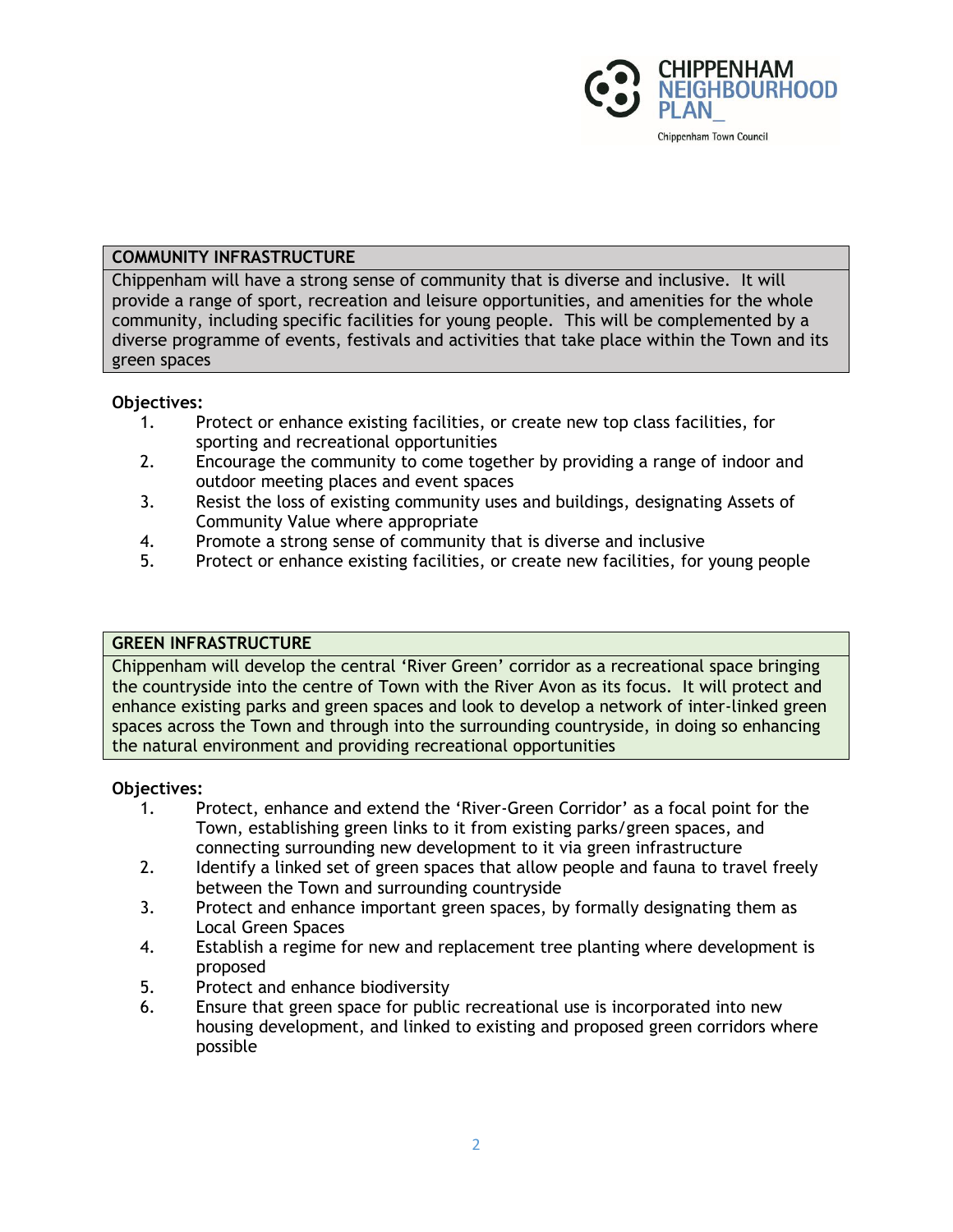## COMMUNITY INFRASTRUCTURE

Chippenham will have a strong sense of community that is diverse and inclusive. It will provide a range of sport, recreation and leisure opportunities, and amenities for the whole community, including specific facilities for young people. This will be complemented by a diverse programme of events, festivals and activities that take place within the Town and its green spaces

**Objectives:**

1. Protect or enhance existing facilities, or create new top class facilities, for sporting and recreational opportunities
2. Encourage the community to come together by providing a range of indoor and outdoor meeting places and event spaces
3. Resist the loss of existing community uses and buildings, designating Assets of Community Value where appropriate
4. Promote a strong sense of community that is diverse and inclusive
5. Protect or enhance existing facilities, or create new facilities, for young people

## GREEN INFRASTRUCTURE

Chippenham will develop the central 'River Green' corridor as a recreational space bringing the countryside into the centre of Town with the River Avon as its focus. It will protect and enhance existing parks and green spaces and look to develop a network of inter-linked green spaces across the Town and through into the surrounding countryside, in doing so enhancing the natural environment and providing recreational opportunities

**Objectives:**

1. Protect, enhance and extend the 'River-Green Corridor' as a focal point for the Town, establishing green links to it from existing parks/green spaces, and connecting surrounding new development to it via green infrastructure
2. Identify a linked set of green spaces that allow people and fauna to travel freely between the Town and surrounding countryside
3. Protect and enhance important green spaces, by formally designating them as Local Green Spaces
4. Establish a regime for new and replacement tree planting where development is proposed
5. Protect and enhance biodiversity
6. Ensure that green space for public recreational use is incorporated into new housing development, and linked to existing and proposed green corridors where possible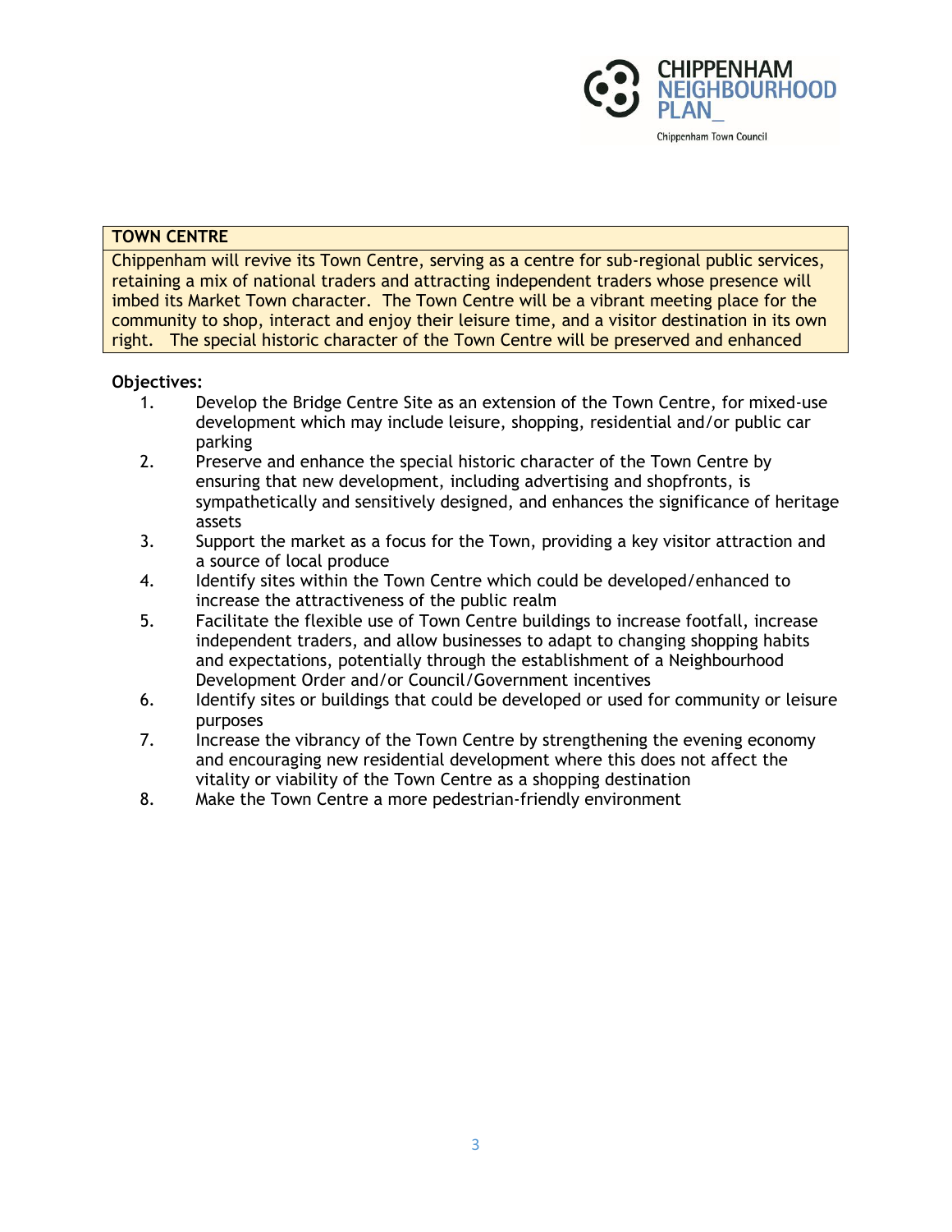## TOWN CENTRE

Chippenham will revive its Town Centre, serving as a centre for sub-regional public services, retaining a mix of national traders and attracting independent traders whose presence will imbed its Market Town character. The Town Centre will be a vibrant meeting place for the community to shop, interact and enjoy their leisure time, and a visitor destination in its own right. The special historic character of the Town Centre will be preserved and enhanced

**Objectives:**

1. Develop the Bridge Centre Site as an extension of the Town Centre, for mixed-use development which may include leisure, shopping, residential and/or public car parking
2. Preserve and enhance the special historic character of the Town Centre by ensuring that new development, including advertising and shopfronts, is sympathetically and sensitively designed, and enhances the significance of heritage assets
3. Support the market as a focus for the Town, providing a key visitor attraction and a source of local produce
4. Identify sites within the Town Centre which could be developed/enhanced to increase the attractiveness of the public realm
5. Facilitate the flexible use of Town Centre buildings to increase footfall, increase independent traders, and allow businesses to adapt to changing shopping habits and expectations, potentially through the establishment of a Neighbourhood Development Order and/or Council/Government incentives
6. Identify sites or buildings that could be developed or used for community or leisure purposes
7. Increase the vibrancy of the Town Centre by strengthening the evening economy and encouraging new residential development where this does not affect the vitality or viability of the Town Centre as a shopping destination
8. Make the Town Centre a more pedestrian-friendly environment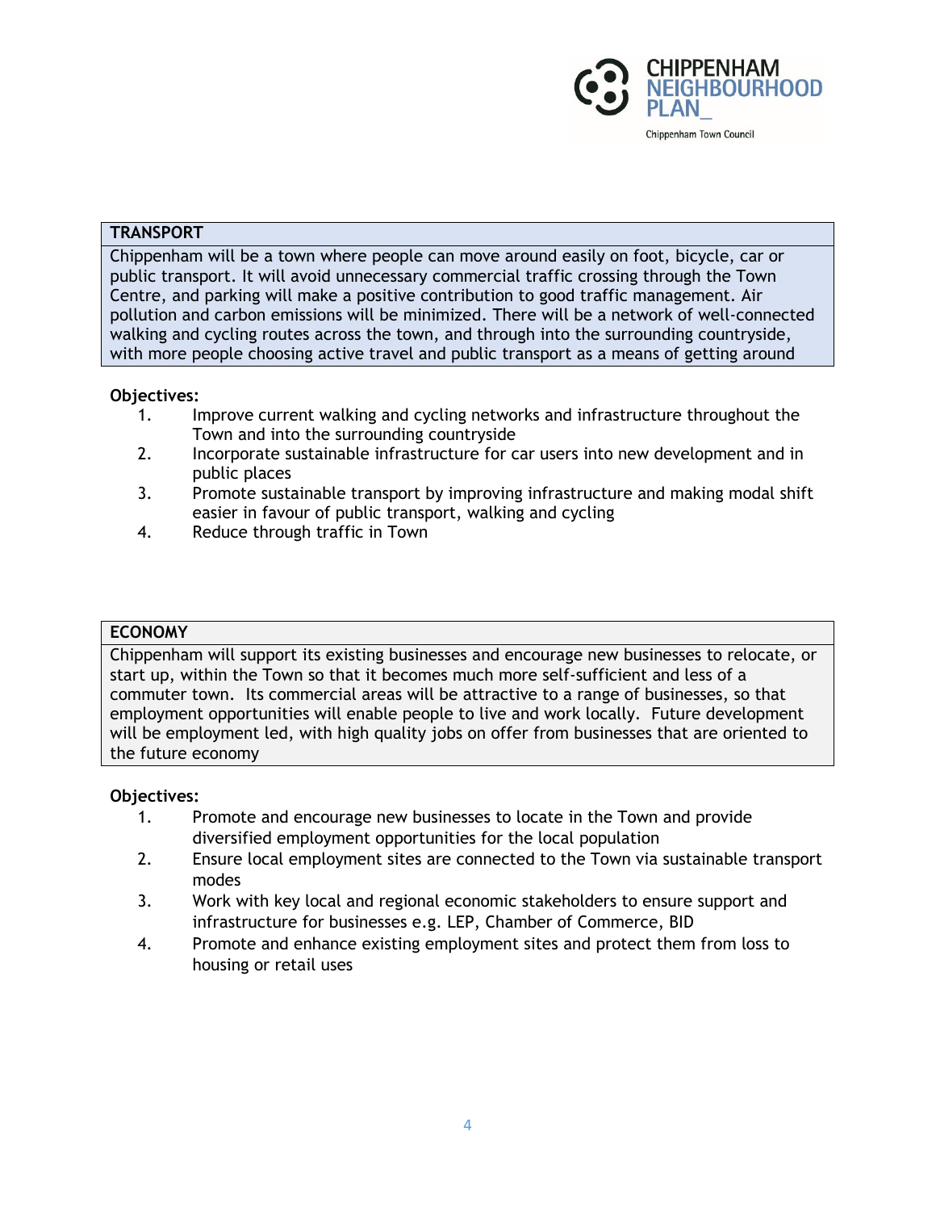## TRANSPORT

Chippenham will be a town where people can move around easily on foot, bicycle, car or public transport. It will avoid unnecessary commercial traffic crossing through the Town Centre, and parking will make a positive contribution to good traffic management. Air pollution and carbon emissions will be minimized. There will be a network of well-connected walking and cycling routes across the town, and through into the surrounding countryside, with more people choosing active travel and public transport as a means of getting around

**Objectives:**

1. Improve current walking and cycling networks and infrastructure throughout the Town and into the surrounding countryside
2. Incorporate sustainable infrastructure for car users into new development and in public places
3. Promote sustainable transport by improving infrastructure and making modal shift easier in favour of public transport, walking and cycling
4. Reduce through traffic in Town

## ECONOMY

Chippenham will support its existing businesses and encourage new businesses to relocate, or start up, within the Town so that it becomes much more self-sufficient and less of a commuter town. Its commercial areas will be attractive to a range of businesses, so that employment opportunities will enable people to live and work locally. Future development will be employment led, with high quality jobs on offer from businesses that are oriented to the future economy

**Objectives:**

1. Promote and encourage new businesses to locate in the Town and provide diversified employment opportunities for the local population
2. Ensure local employment sites are connected to the Town via sustainable transport modes
3. Work with key local and regional economic stakeholders to ensure support and infrastructure for businesses e.g. LEP, Chamber of Commerce, BID
4. Promote and enhance existing employment sites and protect them from loss to housing or retail uses